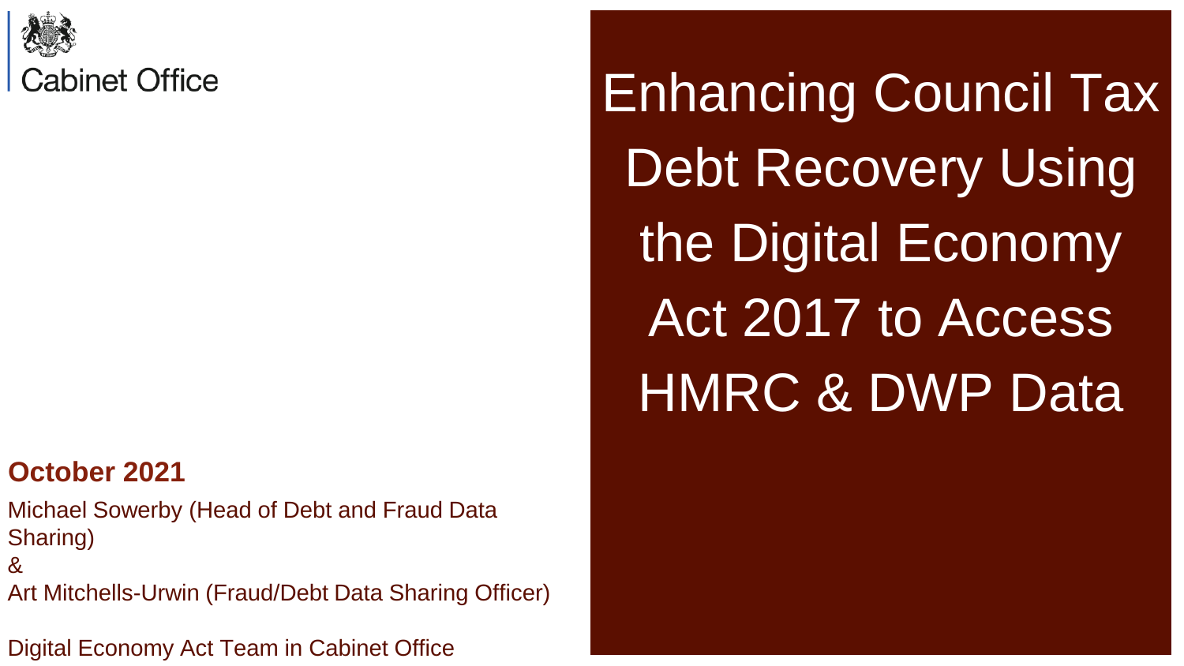Cabinet Office

# Enhancing Council Tax Debt Recovery Using the Digital Economy Act 2017 to Access HMRC & DWP Data

**October 2021**

Michael Sowerby (Head of Debt and Fraud Data Sharing)
&
Art Mitchells-Urwin (Fraud/Debt Data Sharing Officer)

Digital Economy Act Team in Cabinet Office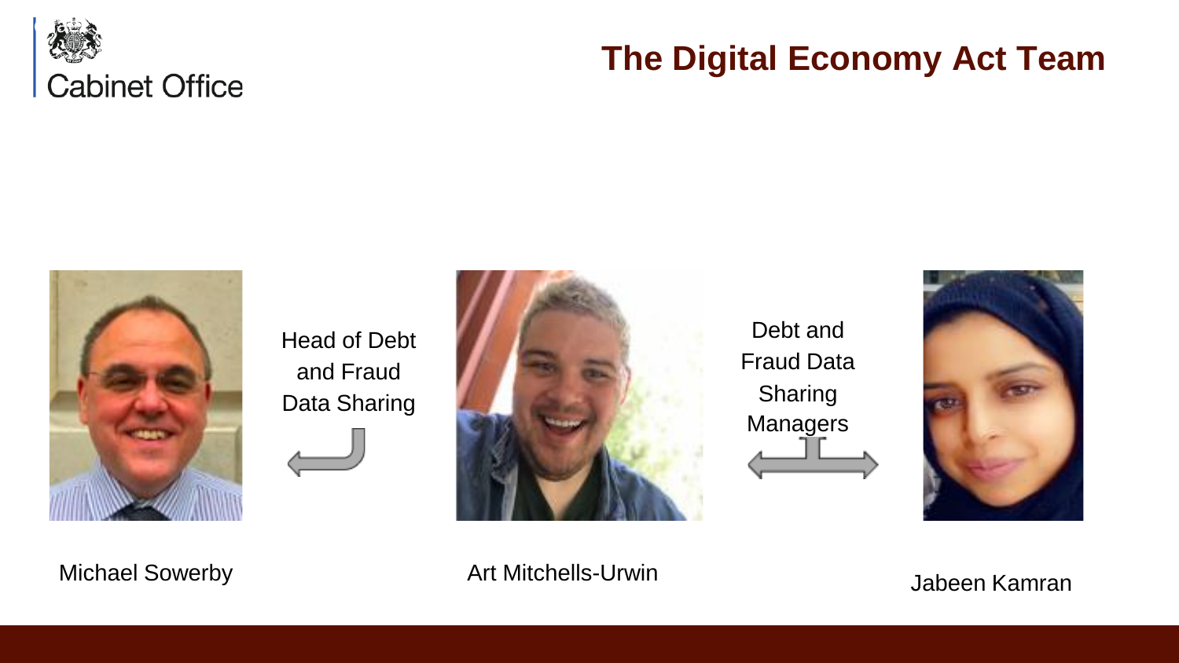Cabinet Office

# The Digital Economy Act Team

Head of Debt and Fraud Data Sharing

Debt and Fraud Data Sharing Managers

Michael Sowerby

Art Mitchells-Urwin

Jabeen Kamran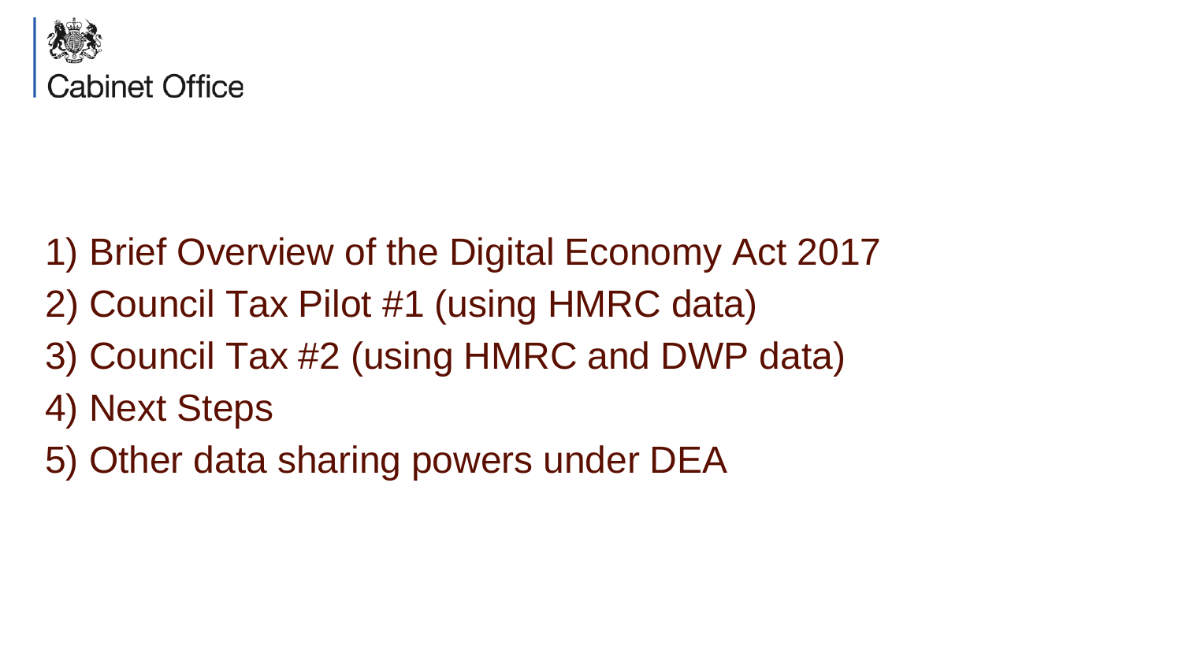Cabinet Office

1) Brief Overview of the Digital Economy Act 2017
2) Council Tax Pilot #1 (using HMRC data)
3) Council Tax #2 (using HMRC and DWP data)
4) Next Steps
5) Other data sharing powers under DEA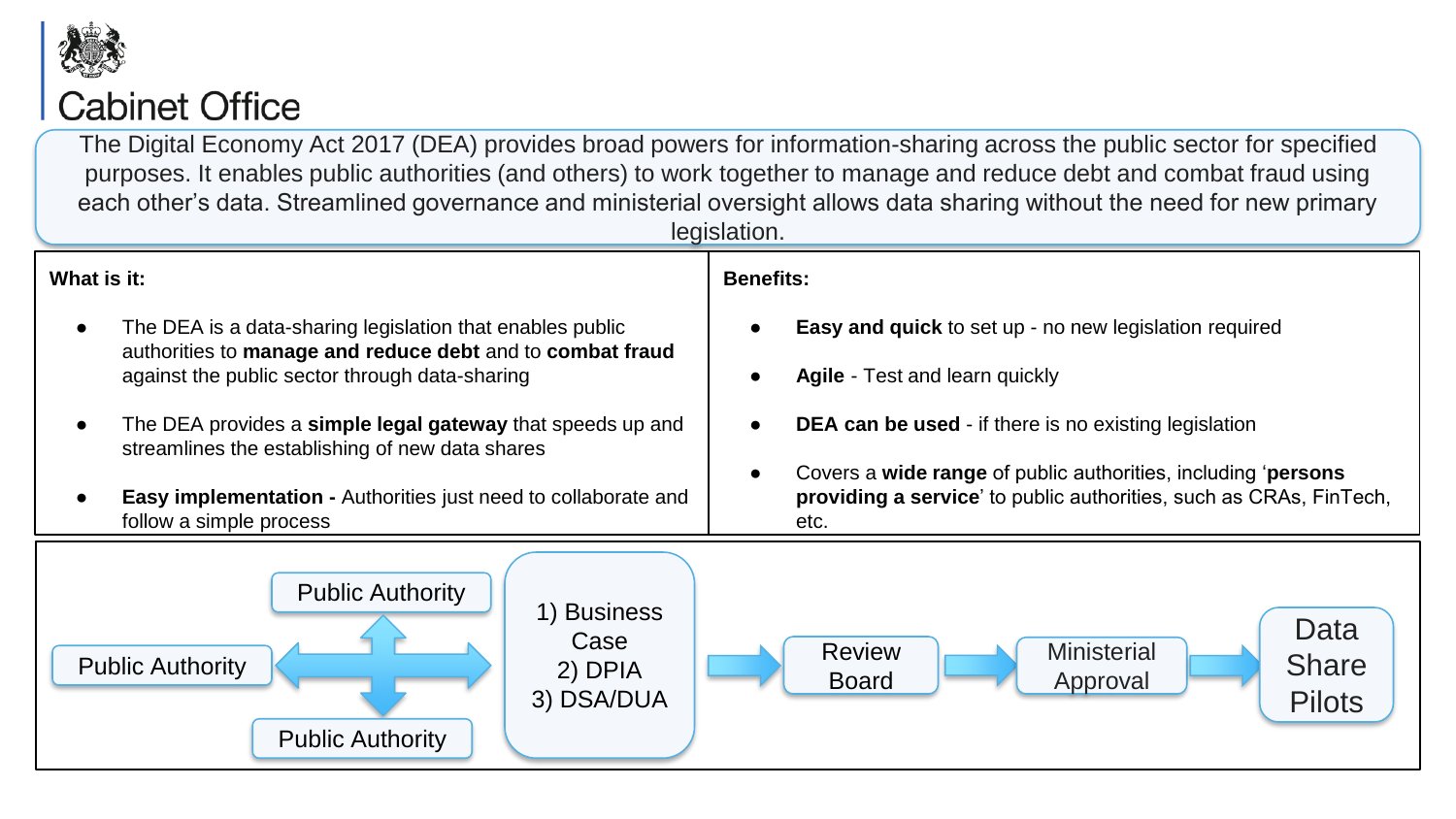# Cabinet Office

The Digital Economy Act 2017 (DEA) provides broad powers for information-sharing across the public sector for specified purposes. It enables public authorities (and others) to work together to manage and reduce debt and combat fraud using each other's data. Streamlined governance and ministerial oversight allows data sharing without the need for new primary legislation.

**What is it:**

- The DEA is a data-sharing legislation that enables public authorities to **manage and reduce debt** and to **combat fraud** against the public sector through data-sharing
- The DEA provides a **simple legal gateway** that speeds up and streamlines the establishing of new data shares
- **Easy implementation -** Authorities just need to collaborate and follow a simple process

**Benefits:**

- **Easy and quick** to set up - no new legislation required
- **Agile** - Test and learn quickly
- **DEA can be used** - if there is no existing legislation
- Covers a **wide range** of public authorities, including '**persons providing a service**' to public authorities, such as CRAs, FinTech, etc.

Public Authority ↔ Public Authority ↔ Public Authority → 1) Business Case 2) DPIA 3) DSA/DUA → Review Board → Ministerial Approval → Data Share Pilots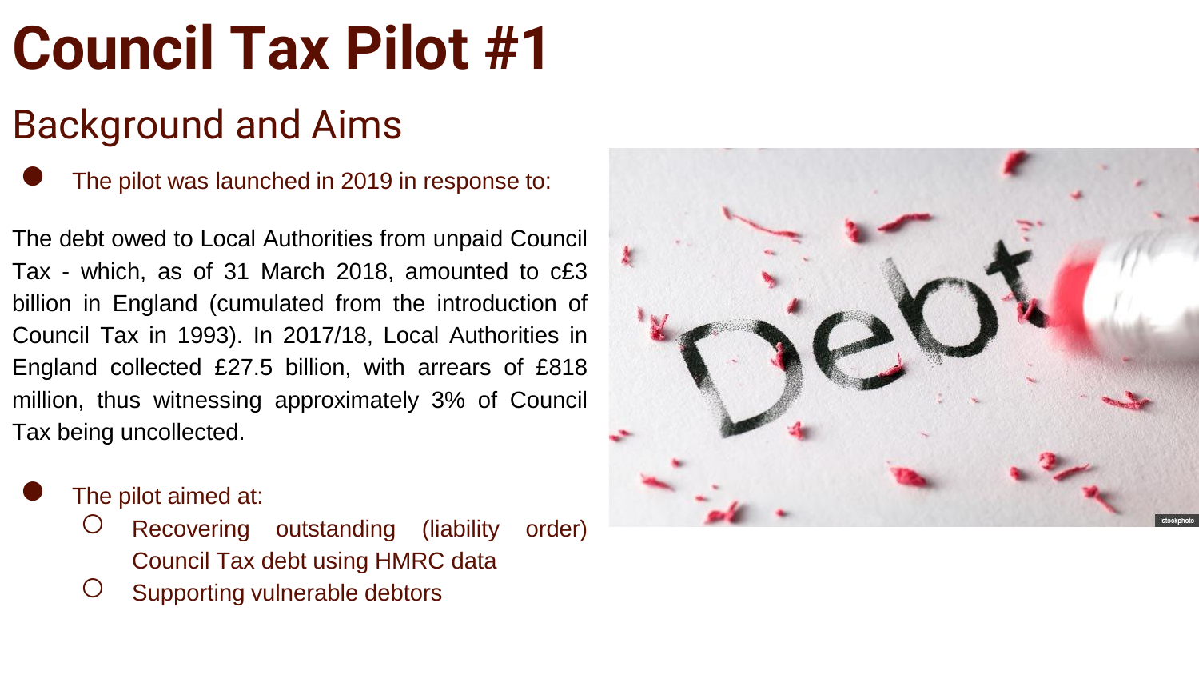# Council Tax Pilot #1

## Background and Aims

- The pilot was launched in 2019 in response to:

The debt owed to Local Authorities from unpaid Council Tax - which, as of 31 March 2018, amounted to c£3 billion in England (cumulated from the introduction of Council Tax in 1993). In 2017/18, Local Authorities in England collected £27.5 billion, with arrears of £818 million, thus witnessing approximately 3% of Council Tax being uncollected.

- The pilot aimed at:
  - Recovering outstanding (liability order) Council Tax debt using HMRC data
  - Supporting vulnerable debtors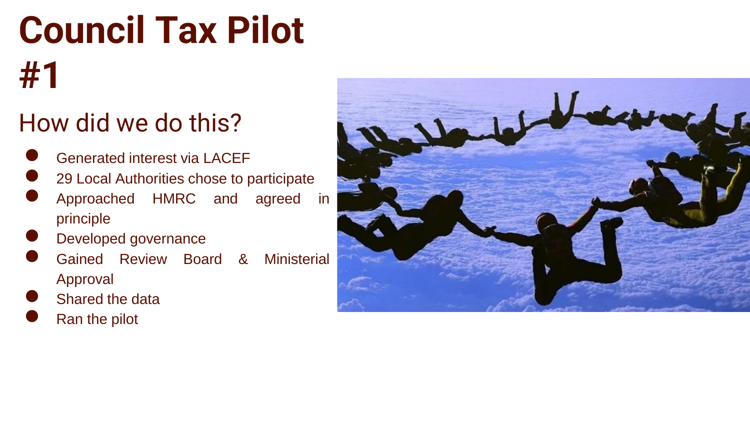# Council Tax Pilot #1

## How did we do this?

- Generated interest via LACEF
- 29 Local Authorities chose to participate
- Approached HMRC and agreed in principle
- Developed governance
- Gained Review Board & Ministerial Approval
- Shared the data
- Ran the pilot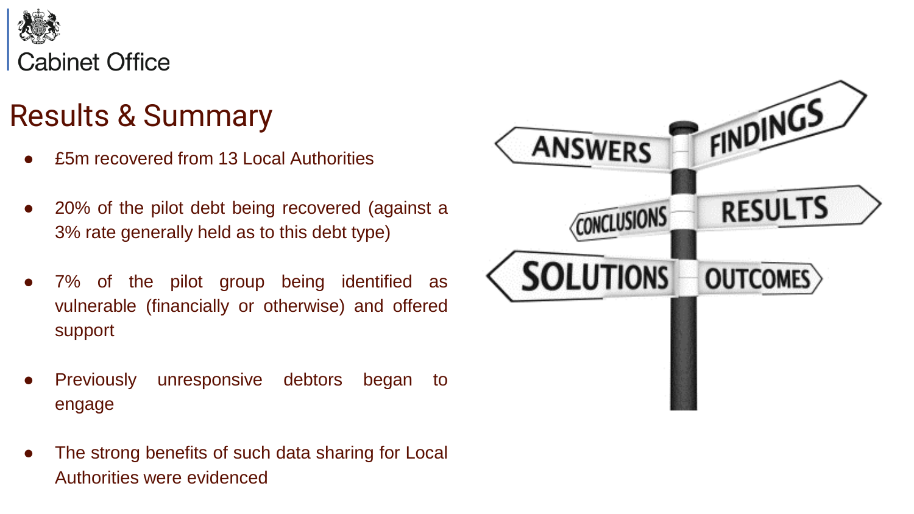# Results & Summary

- £5m recovered from 13 Local Authorities
- 20% of the pilot debt being recovered (against a 3% rate generally held as to this debt type)
- 7% of the pilot group being identified as vulnerable (financially or otherwise) and offered support
- Previously unresponsive debtors began to engage
- The strong benefits of such data sharing for Local Authorities were evidenced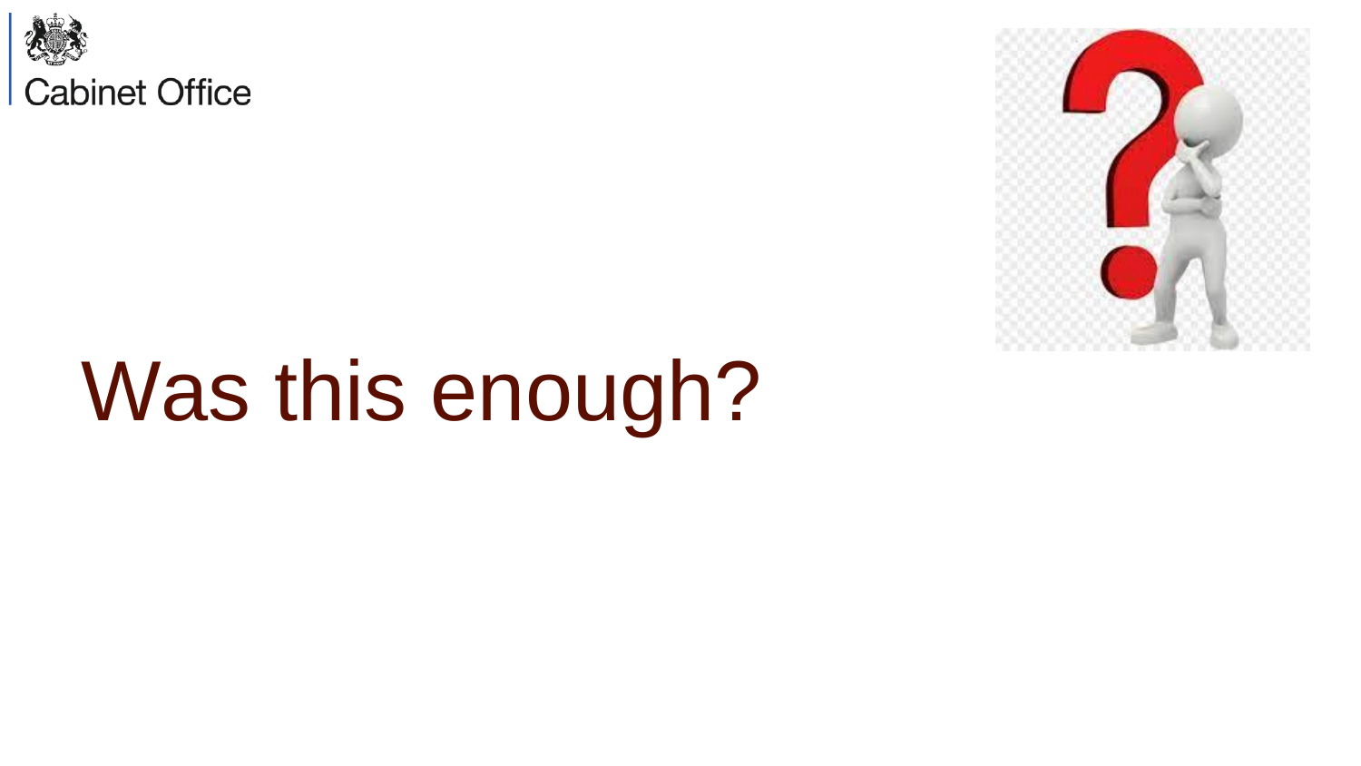# Was this enough?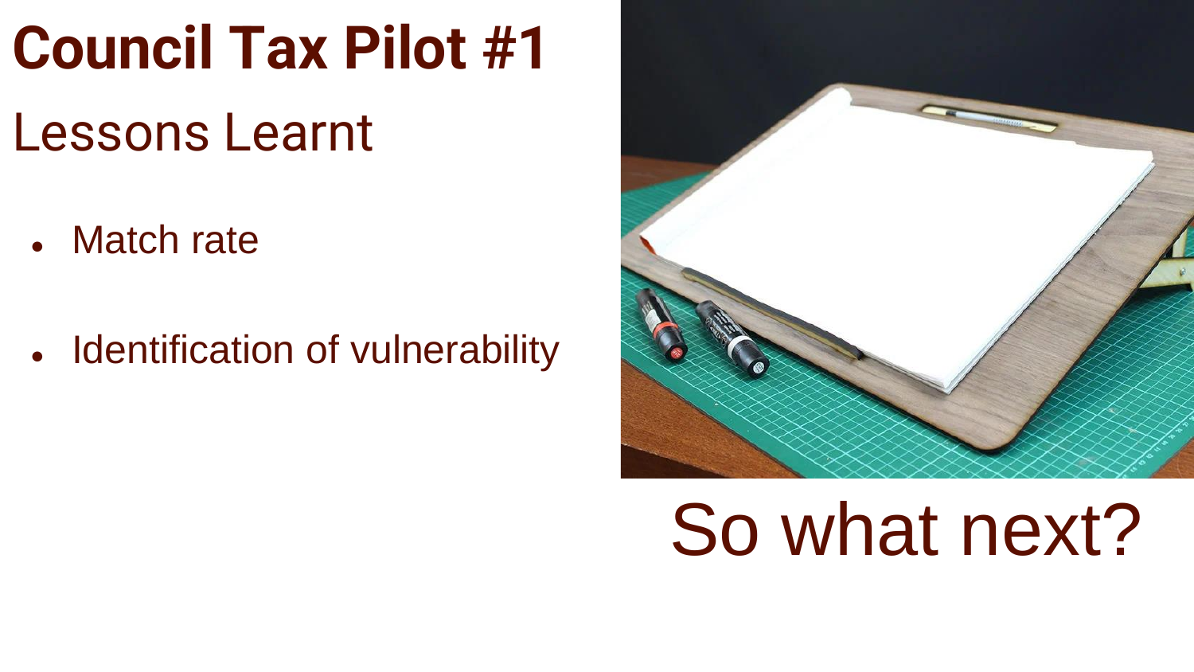# Council Tax Pilot #1

## Lessons Learnt

- Match rate
- Identification of vulnerability

So what next?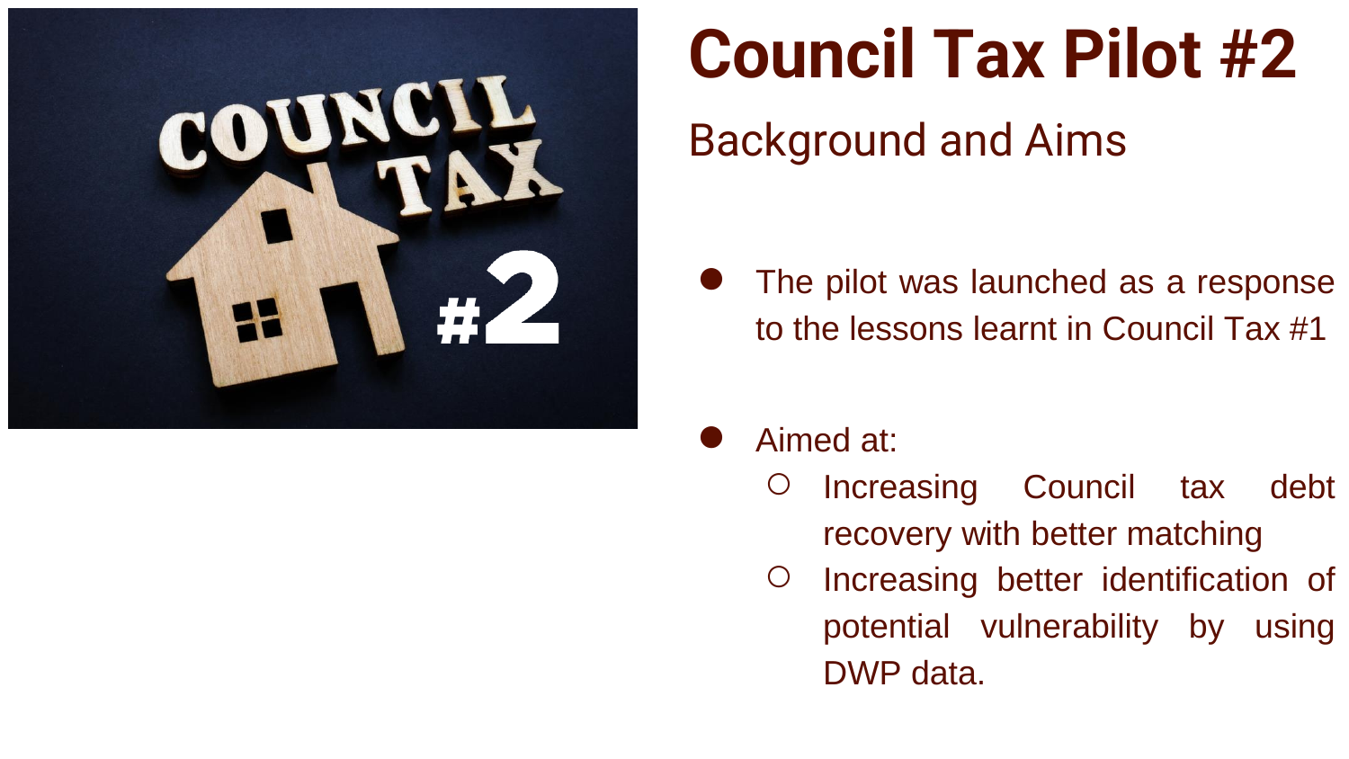# Council Tax Pilot #2

## Background and Aims

- The pilot was launched as a response to the lessons learnt in Council Tax #1
- Aimed at:
  - Increasing Council tax debt recovery with better matching
  - Increasing better identification of potential vulnerability by using DWP data.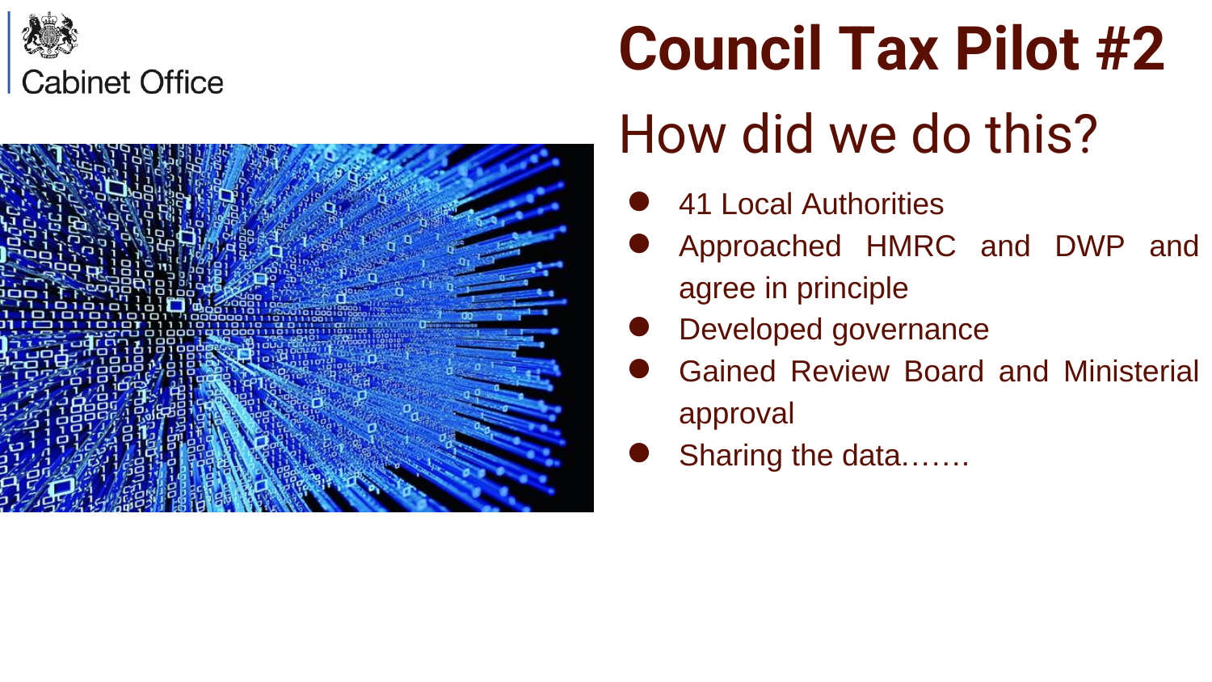Cabinet Office

# Council Tax Pilot #2

## How did we do this?

- 41 Local Authorities
- Approached HMRC and DWP and agree in principle
- Developed governance
- Gained Review Board and Ministerial approval
- Sharing the data…….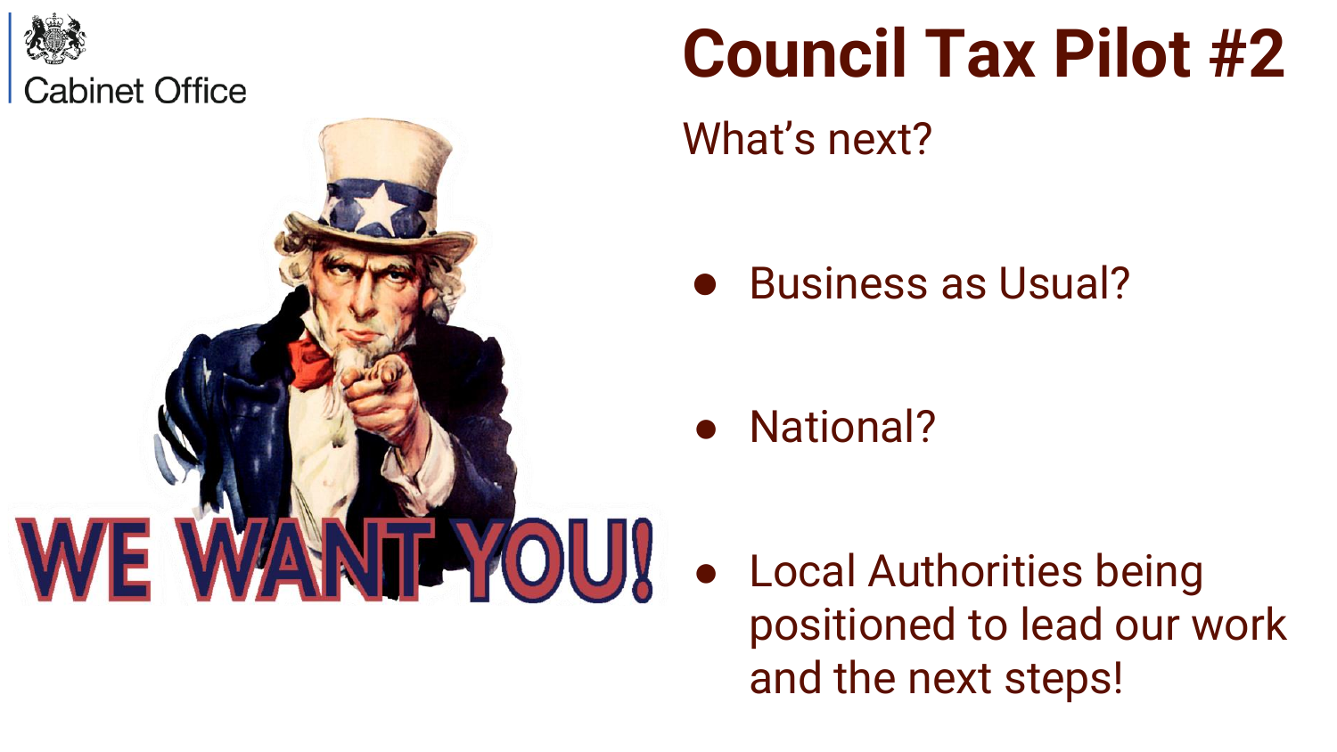Cabinet Office

# Council Tax Pilot #2

What's next?

- Business as Usual?
- National?
- Local Authorities being positioned to lead our work and the next steps!

WE WANT YOU!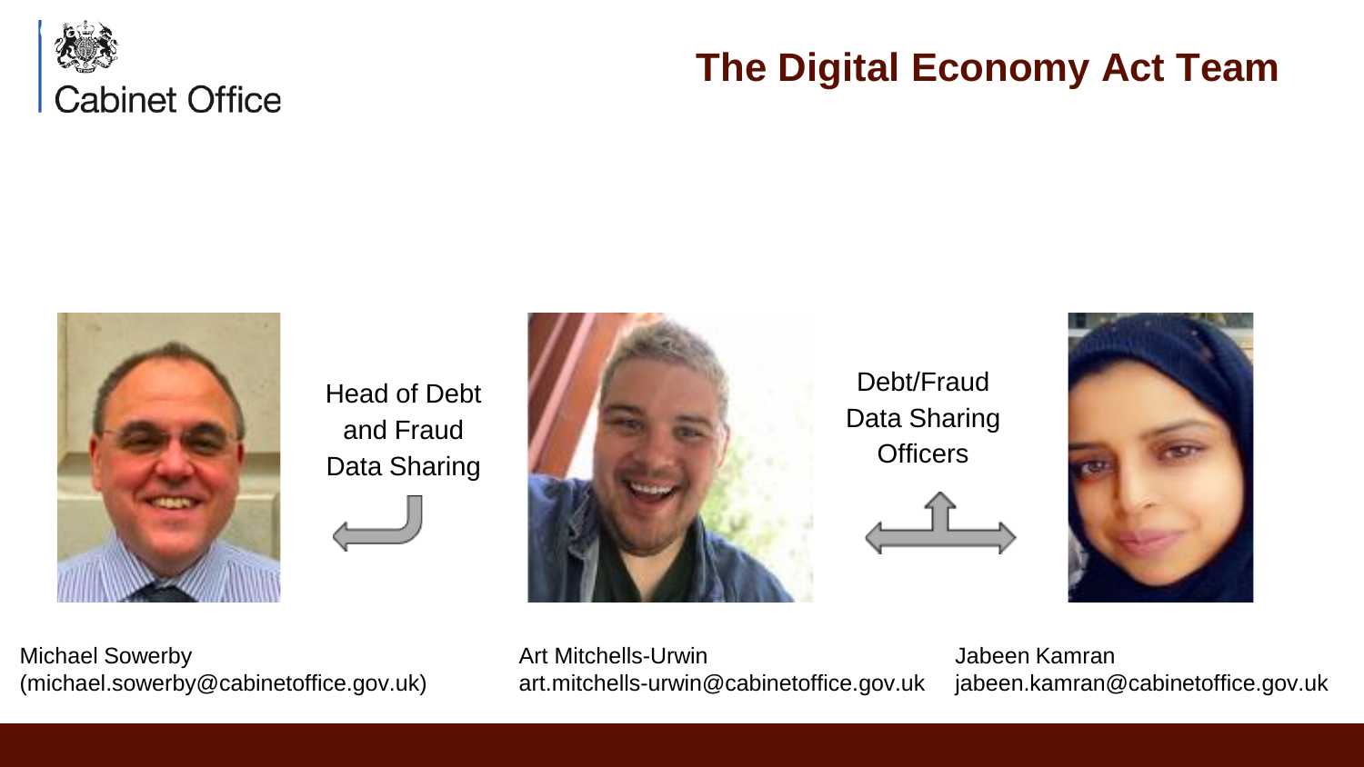Cabinet Office

# The Digital Economy Act Team

Head of Debt and Fraud Data Sharing

Debt/Fraud Data Sharing Officers

Michael Sowerby
(michael.sowerby@cabinetoffice.gov.uk)

Art Mitchells-Urwin
art.mitchells-urwin@cabinetoffice.gov.uk

Jabeen Kamran
jabeen.kamran@cabinetoffice.gov.uk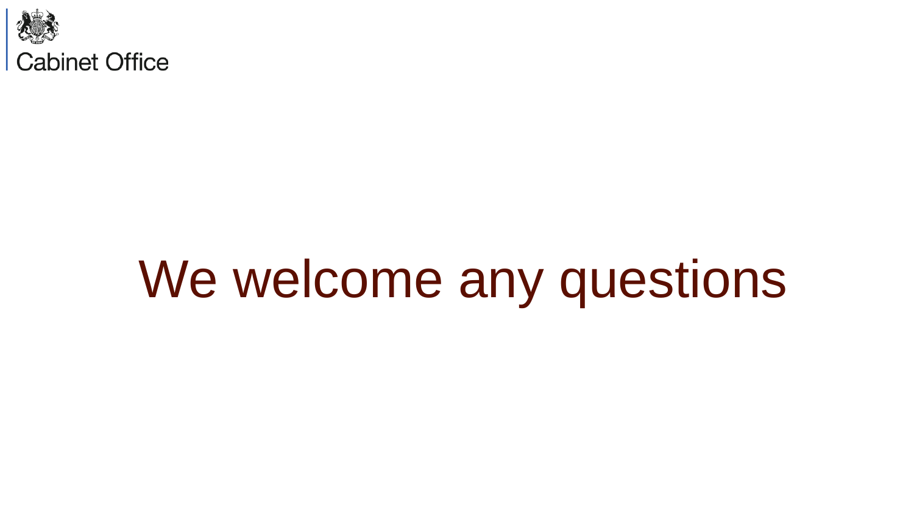Cabinet Office

# We welcome any questions